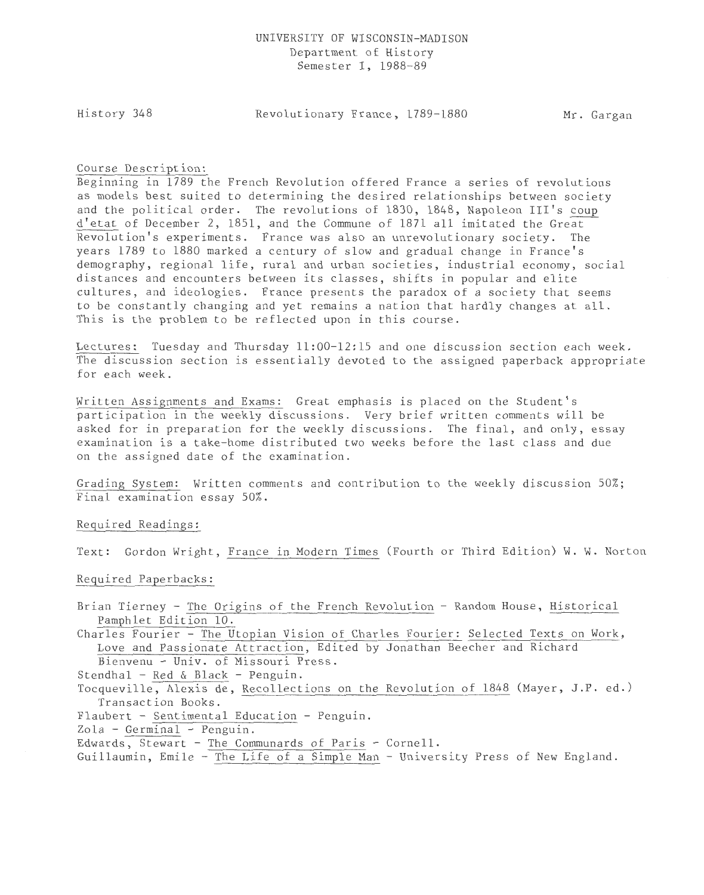UNIVERSITY OF WISCONSIN-MADISON
Department of History
Semester I, 1988-89

History 348 — Revolutionary France, 1789-1880 — Mr. Gargan

Course Description:
Beginning in 1789 the French Revolution offered France a series of revolutions as models best suited to determining the desired relationships between society and the political order. The revolutions of 1830, 1848, Napoleon III's *coup d'etat* of December 2, 1851, and the Commune of 1871 all imitated the Great Revolution's experiments. France was also an unrevolutionary society. The years 1789 to 1880 marked a century of slow and gradual change in France's demography, regional life, rural and urban societies, industrial economy, social distances and encounters between its classes, shifts in popular and elite cultures, and ideologies. France presents the paradox of a society that seems to be constantly changing and yet remains a nation that hardly changes at all. This is the problem to be reflected upon in this course.

Lectures: Tuesday and Thursday 11:00-12:15 and one discussion section each week. The discussion section is essentially devoted to the assigned paperback appropriate for each week.

Written Assignments and Exams: Great emphasis is placed on the Student's participation in the weekly discussions. Very brief written comments will be asked for in preparation for the weekly discussions. The final, and only, essay examination is a take-home distributed two weeks before the last class and due on the assigned date of the examination.

Grading System: Written comments and contribution to the weekly discussion 50%; Final examination essay 50%.

Required Readings:

Text: Gordon Wright, *France in Modern Times* (Fourth or Third Edition) W. W. Norton

Required Paperbacks:

Brian Tierney - *The Origins of the French Revolution* - Random House, *Historical Pamphlet Edition 10.*
Charles Fourier - *The Utopian Vision of Charles Fourier: Selected Texts on Work, Love and Passionate Attraction*, Edited by Jonathan Beecher and Richard Bienvenu - Univ. of Missouri Press.
Stendhal - *Red & Black* - Penguin.
Tocqueville, Alexis de, *Recollections on the Revolution of 1848* (Mayer, J.P. ed.) Transaction Books.
Flaubert - *Sentimental Education* - Penguin.
Zola - *Germinal* - Penguin.
Edwards, Stewart - *The Communards of Paris* - Cornell.
Guillaumin, Emile - *The Life of a Simple Man* - University Press of New England.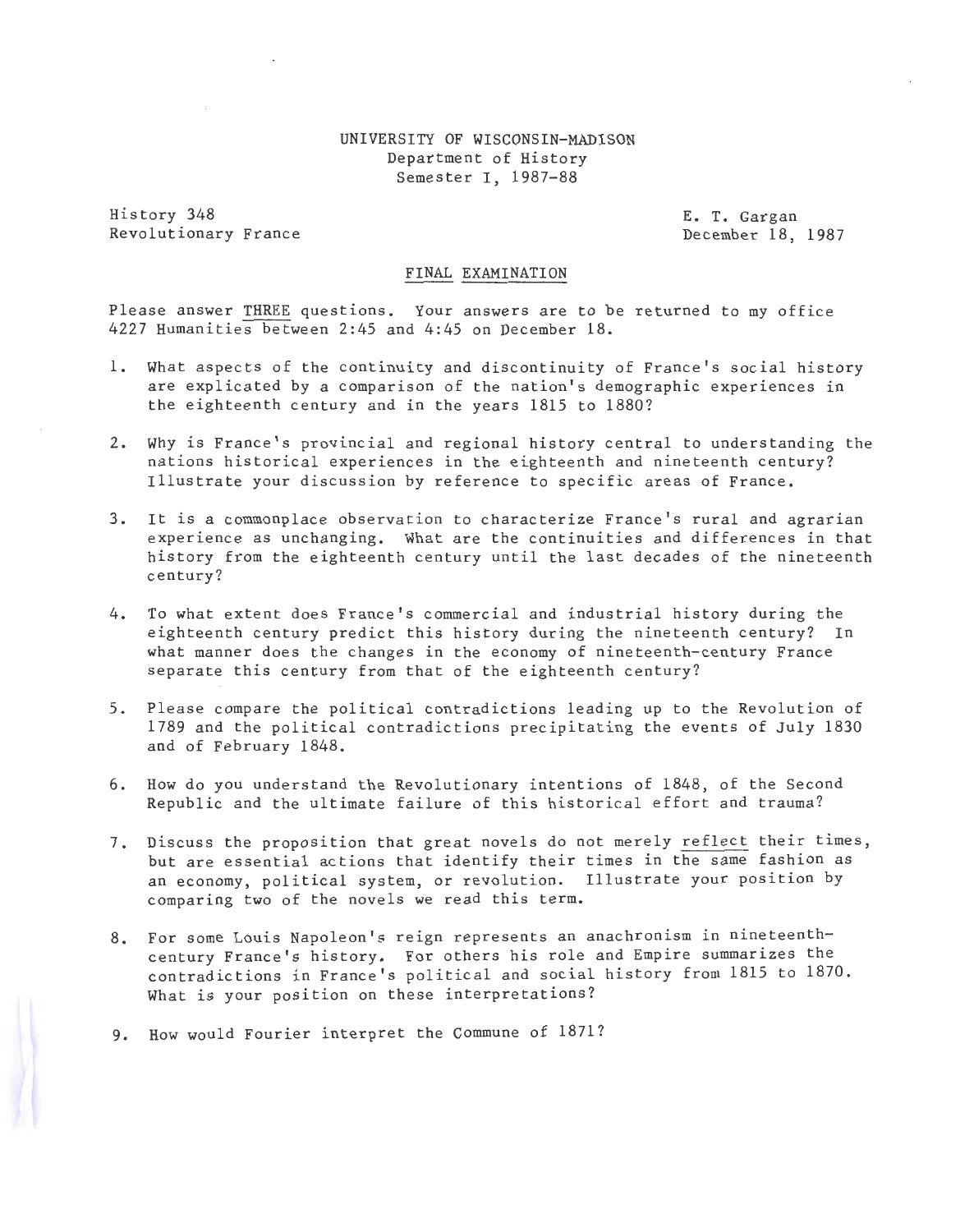UNIVERSITY OF WISCONSIN-MADISON
Department of History
Semester I, 1987-88

History 348
Revolutionary France

E. T. Gargan
December 18, 1987

## FINAL EXAMINATION

Please answer THREE questions. Your answers are to be returned to my office 4227 Humanities between 2:45 and 4:45 on December 18.

1. What aspects of the continuity and discontinuity of France's social history are explicated by a comparison of the nation's demographic experiences in the eighteenth century and in the years 1815 to 1880?

2. Why is France's provincial and regional history central to understanding the nations historical experiences in the eighteenth and nineteenth century? Illustrate your discussion by reference to specific areas of France.

3. It is a commonplace observation to characterize France's rural and agrarian experience as unchanging. What are the continuities and differences in that history from the eighteenth century until the last decades of the nineteenth century?

4. To what extent does France's commercial and industrial history during the eighteenth century predict this history during the nineteenth century? In what manner does the changes in the economy of nineteenth-century France separate this century from that of the eighteenth century?

5. Please compare the political contradictions leading up to the Revolution of 1789 and the political contradictions precipitating the events of July 1830 and of February 1848.

6. How do you understand the Revolutionary intentions of 1848, of the Second Republic and the ultimate failure of this historical effort and trauma?

7. Discuss the proposition that great novels do not merely reflect their times, but are essential actions that identify their times in the same fashion as an economy, political system, or revolution. Illustrate your position by comparing two of the novels we read this term.

8. For some Louis Napoleon's reign represents an anachronism in nineteenth-century France's history. For others his role and Empire summarizes the contradictions in France's political and social history from 1815 to 1870. What is your position on these interpretations?

9. How would Fourier interpret the Commune of 1871?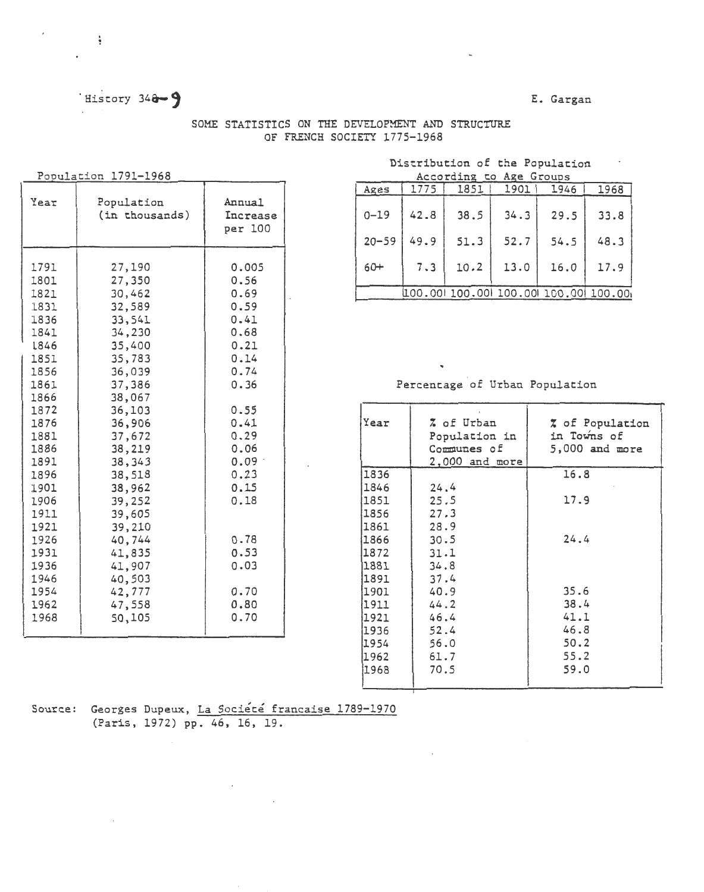History 348-9

E. Gargan

# SOME STATISTICS ON THE DEVELOPMENT AND STRUCTURE OF FRENCH SOCIETY 1775-1968

## Population 1791-1968

| Year | Population (in thousands) | Annual Increase per 100 |
|---|---|---|
| 1791 | 27,190 | 0.005 |
| 1801 | 27,350 | 0.56 |
| 1821 | 30,462 | 0.69 |
| 1831 | 32,589 | 0.59 |
| 1836 | 33,541 | 0.41 |
| 1841 | 34,230 | 0.68 |
| 1846 | 35,400 | 0.21 |
| 1851 | 35,783 | 0.14 |
| 1856 | 36,039 | 0.74 |
| 1861 | 37,386 | 0.36 |
| 1866 | 38,067 | |
| 1872 | 36,103 | 0.55 |
| 1876 | 36,906 | 0.41 |
| 1881 | 37,672 | 0.29 |
| 1886 | 38,219 | 0.06 |
| 1891 | 38,343 | 0.09 |
| 1896 | 38,518 | 0.23 |
| 1901 | 38,962 | 0.15 |
| 1906 | 39,252 | 0.18 |
| 1911 | 39,605 | |
| 1921 | 39,210 | |
| 1926 | 40,744 | 0.78 |
| 1931 | 41,835 | 0.53 |
| 1936 | 41,907 | 0.03 |
| 1946 | 40,503 | |
| 1954 | 42,777 | 0.70 |
| 1962 | 47,558 | 0.80 |
| 1968 | 50,105 | 0.70 |

## Distribution of the Population According to Age Groups

| Ages | 1775 | 1851 | 1901 | 1946 | 1968 |
|---|---|---|---|---|---|
| 0-19 | 42.8 | 38.5 | 34.3 | 29.5 | 33.8 |
| 20-59 | 49.9 | 51.3 | 52.7 | 54.5 | 48.3 |
| 60+ | 7.3 | 10.2 | 13.0 | 16.0 | 17.9 |
| | 100.00 | 100.00 | 100.00 | 100.00 | 100.00 |

## Percentage of Urban Population

| Year | % of Urban Population in Communes of 2,000 and more | % of Population in Towns of 5,000 and more |
|---|---|---|
| 1836 | | 16.8 |
| 1846 | 24.4 | |
| 1851 | 25.5 | 17.9 |
| 1856 | 27.3 | |
| 1861 | 28.9 | |
| 1866 | 30.5 | 24.4 |
| 1872 | 31.1 | |
| 1881 | 34.8 | |
| 1891 | 37.4 | |
| 1901 | 40.9 | 35.6 |
| 1911 | 44.2 | 38.4 |
| 1921 | 46.4 | 41.1 |
| 1936 | 52.4 | 46.8 |
| 1954 | 56.0 | 50.2 |
| 1962 | 61.7 | 55.2 |
| 1968 | 70.5 | 59.0 |

Source: Georges Dupeux, La Société francaise 1789-1970 (Paris, 1972) pp. 46, 16, 19.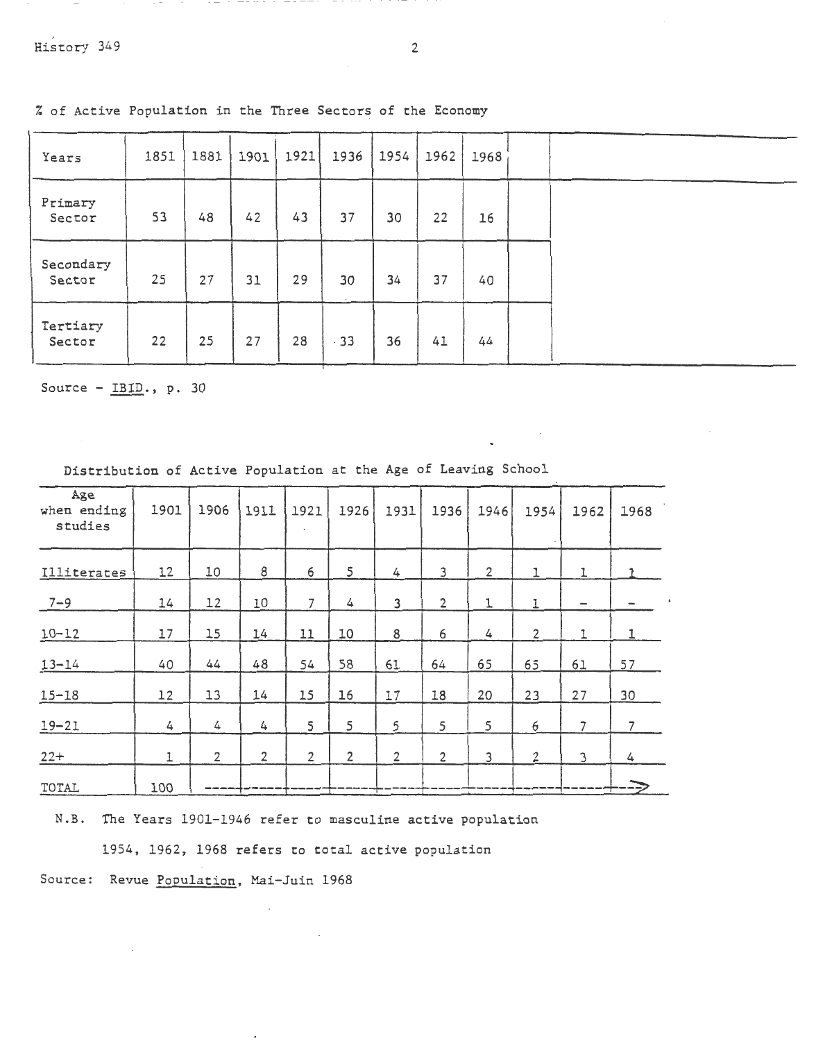% of Active Population in the Three Sectors of the Economy

| Years | 1851 | 1881 | 1901 | 1921 | 1936 | 1954 | 1962 | 1968 |
|---|---|---|---|---|---|---|---|---|
| Primary Sector | 53 | 48 | 42 | 43 | 37 | 30 | 22 | 16 |
| Secondary Sector | 25 | 27 | 31 | 29 | 30 | 34 | 37 | 40 |
| Tertiary Sector | 22 | 25 | 27 | 28 | 33 | 36 | 41 | 44 |

Source - IBID., p. 30

Distribution of Active Population at the Age of Leaving School

| Age when ending studies | 1901 | 1906 | 1911 | 1921 | 1926 | 1931 | 1936 | 1946 | 1954 | 1962 | 1968 |
|---|---|---|---|---|---|---|---|---|---|---|---|
| Illiterates | 12 | 10 | 8 | 6 | 5 | 4 | 3 | 2 | 1 | 1 | 1 |
| 7-9 | 14 | 12 | 10 | 7 | 4 | 3 | 2 | 1 | 1 | - | - |
| 10-12 | 17 | 15 | 14 | 11 | 10 | 8 | 6 | 4 | 2 | 1 | 1 |
| 13-14 | 40 | 44 | 48 | 54 | 58 | 61 | 64 | 65 | 65 | 61 | 57 |
| 15-18 | 12 | 13 | 14 | 15 | 16 | 17 | 18 | 20 | 23 | 27 | 30 |
| 19-21 | 4 | 4 | 4 | 5 | 5 | 5 | 5 | 5 | 6 | 7 | 7 |
| 22+ | 1 | 2 | 2 | 2 | 2 | 2 | 2 | 3 | 2 | 3 | 4 |
| TOTAL | 100 | | | | | | | | | | → |

N.B. The Years 1901-1946 refer to masculine active population

1954, 1962, 1968 refers to total active population

Source: Revue Population, Mai-Juin 1968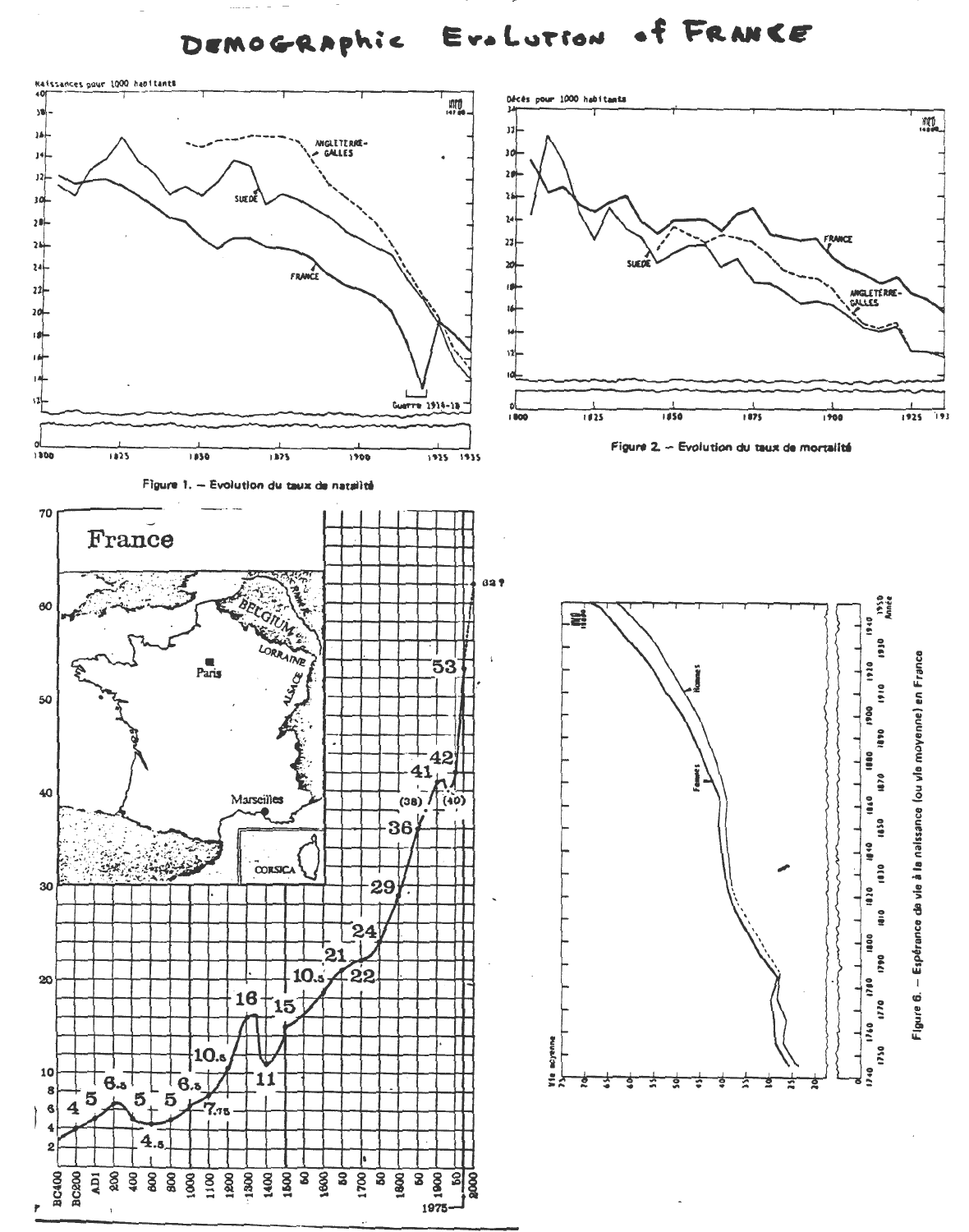# DEMOGRAPHIC EVOLUTION of FRANCE

Figure 1. – Evolution du taux de natalité

Figure 2. – Evolution du taux de mortalité

Figure 6. – Espérance de vie à la naissance (ou vie moyenne) en France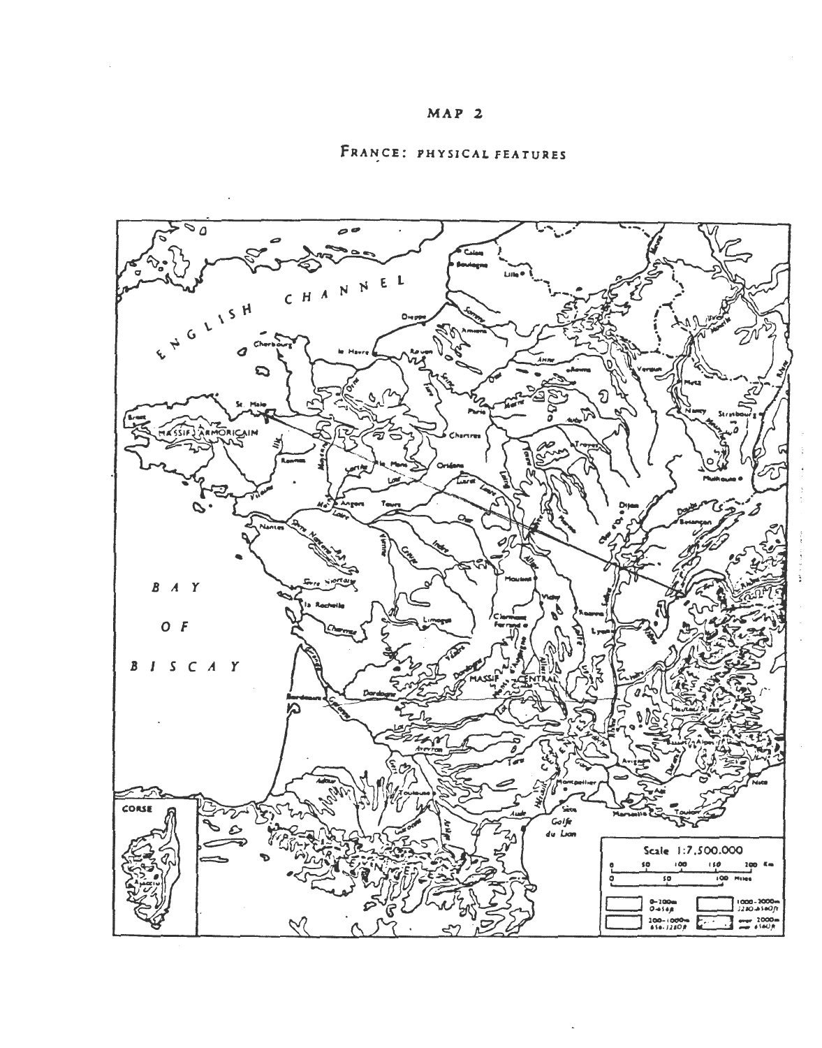MAP 2

FRANCE: PHYSICAL FEATURES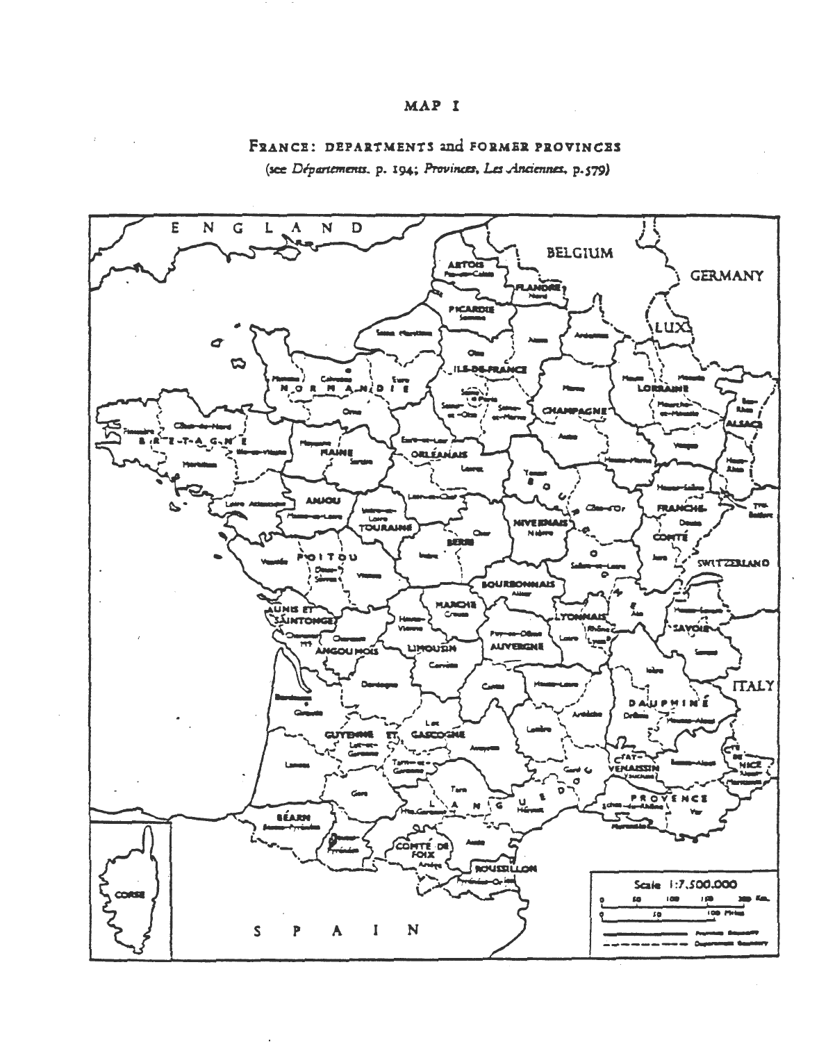MAP I

FRANCE: DEPARTMENTS and FORMER PROVINCES

(see *Départements*, p. 194; *Provinces, Les Anciennes*, p.579)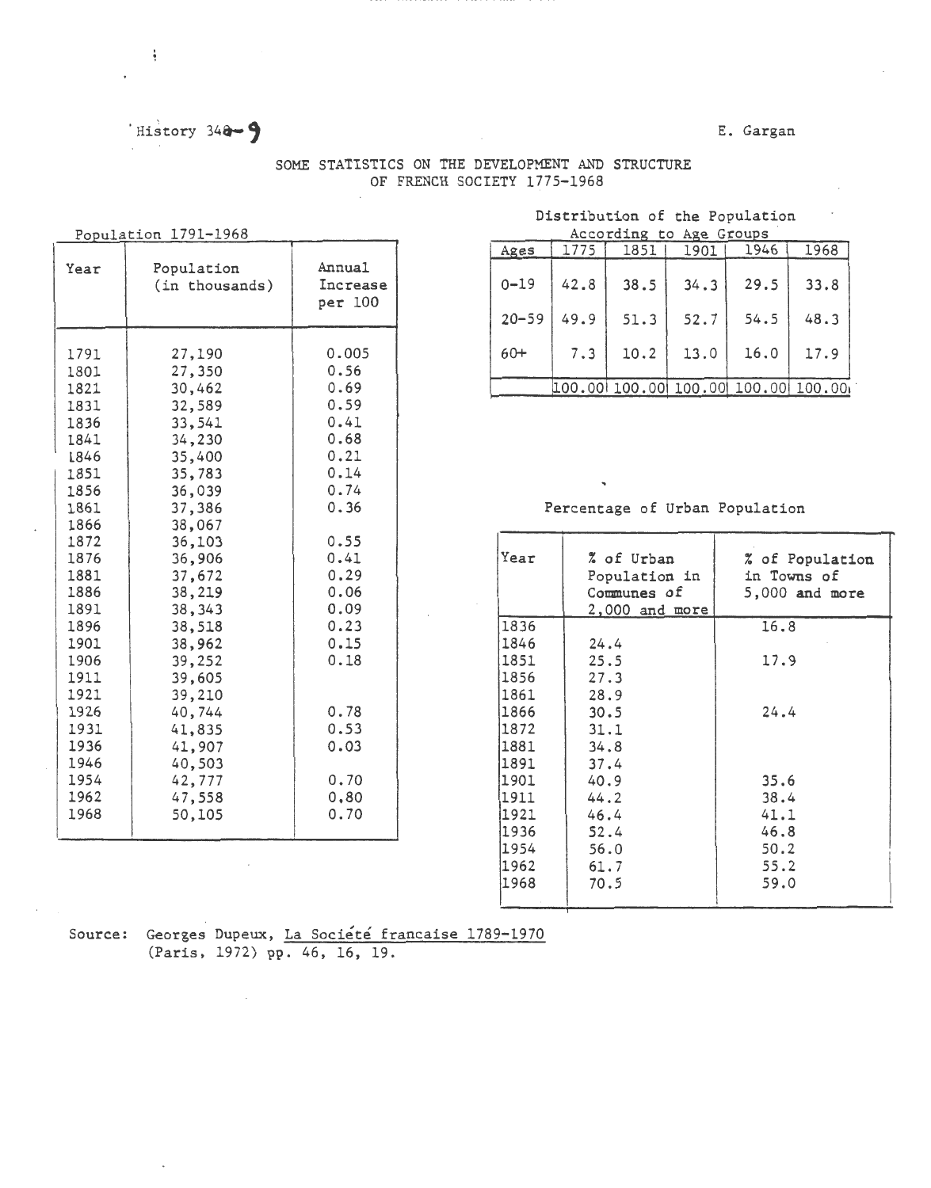History 340-9 E. Gargan

## SOME STATISTICS ON THE DEVELOPMENT AND STRUCTURE OF FRENCH SOCIETY 1775-1968

### Population 1791-1968

| Year | Population (in thousands) | Annual Increase per 100 |
|---|---|---|
| 1791 | 27,190 | 0.005 |
| 1801 | 27,350 | 0.56 |
| 1821 | 30,462 | 0.69 |
| 1831 | 32,589 | 0.59 |
| 1836 | 33,541 | 0.41 |
| 1841 | 34,230 | 0.68 |
| 1846 | 35,400 | 0.21 |
| 1851 | 35,783 | 0.14 |
| 1856 | 36,039 | 0.74 |
| 1861 | 37,386 | 0.36 |
| 1866 | 38,067 | |
| 1872 | 36,103 | 0.55 |
| 1876 | 36,906 | 0.41 |
| 1881 | 37,672 | 0.29 |
| 1886 | 38,219 | 0.06 |
| 1891 | 38,343 | 0.09 |
| 1896 | 38,518 | 0.23 |
| 1901 | 38,962 | 0.15 |
| 1906 | 39,252 | 0.18 |
| 1911 | 39,605 | |
| 1921 | 39,210 | |
| 1926 | 40,744 | 0.78 |
| 1931 | 41,835 | 0.53 |
| 1936 | 41,907 | 0.03 |
| 1946 | 40,503 | |
| 1954 | 42,777 | 0.70 |
| 1962 | 47,558 | 0.80 |
| 1968 | 50,105 | 0.70 |

### Distribution of the Population According to Age Groups

| Ages | 1775 | 1851 | 1901 | 1946 | 1968 |
|---|---|---|---|---|---|
| 0-19 | 42.8 | 38.5 | 34.3 | 29.5 | 33.8 |
| 20-59 | 49.9 | 51.3 | 52.7 | 54.5 | 48.3 |
| 60+ | 7.3 | 10.2 | 13.0 | 16.0 | 17.9 |
| | 100.00 | 100.00 | 100.00 | 100.00 | 100.00 |

### Percentage of Urban Population

| Year | % of Urban Population in Communes of 2,000 and more | % of Population in Towns of 5,000 and more |
|---|---|---|
| 1836 | | 16.8 |
| 1846 | 24.4 | |
| 1851 | 25.5 | 17.9 |
| 1856 | 27.3 | |
| 1861 | 28.9 | |
| 1866 | 30.5 | 24.4 |
| 1872 | 31.1 | |
| 1881 | 34.8 | |
| 1891 | 37.4 | |
| 1901 | 40.9 | 35.6 |
| 1911 | 44.2 | 38.4 |
| 1921 | 46.4 | 41.1 |
| 1936 | 52.4 | 46.8 |
| 1954 | 56.0 | 50.2 |
| 1962 | 61.7 | 55.2 |
| 1968 | 70.5 | 59.0 |

Source: Georges Dupeux, La Société francaise 1789-1970 (Paris, 1972) pp. 46, 16, 19.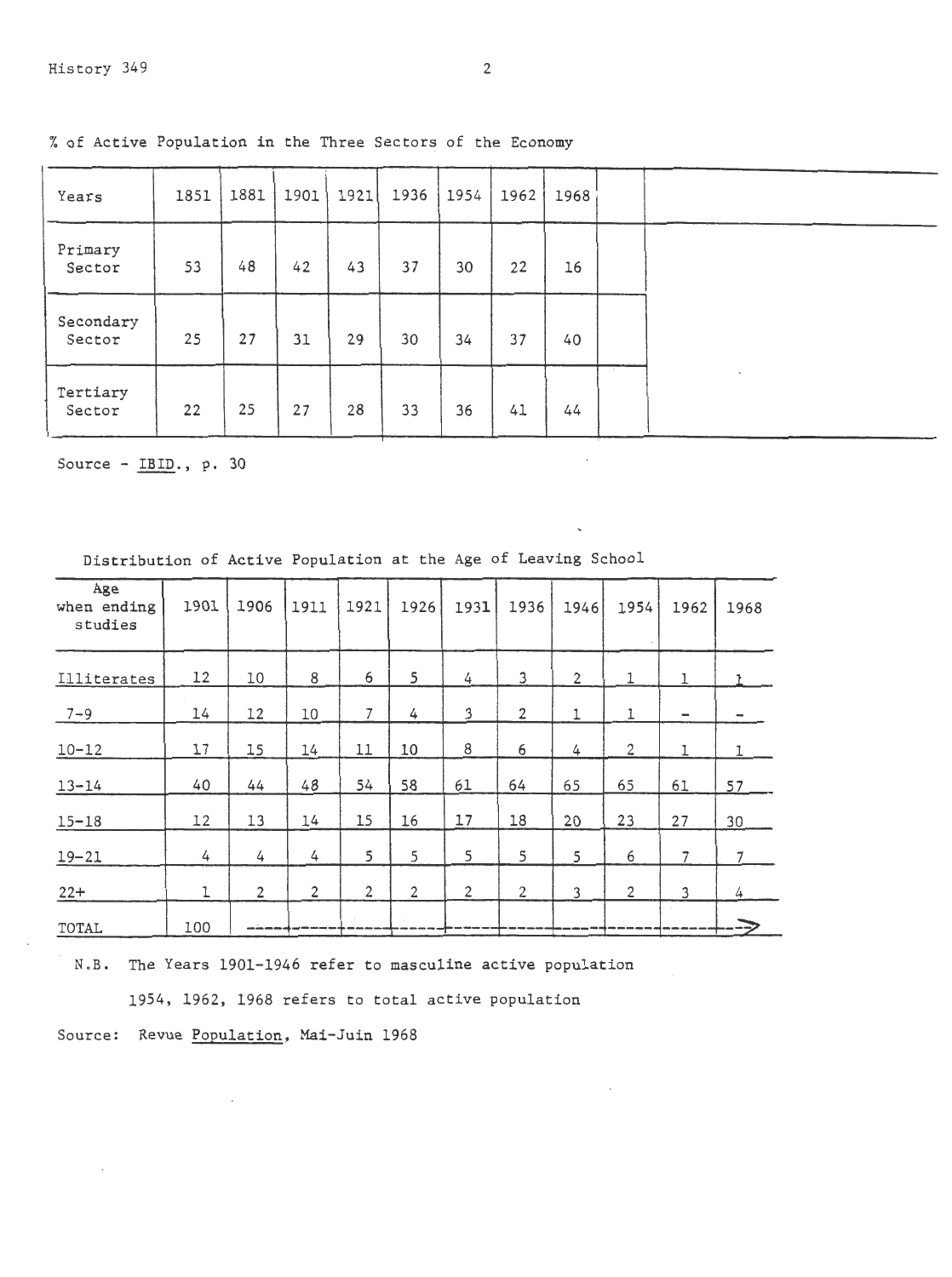% of Active Population in the Three Sectors of the Economy

| Years | 1851 | 1881 | 1901 | 1921 | 1936 | 1954 | 1962 | 1968 | |
|---|---|---|---|---|---|---|---|---|---|
| Primary Sector | 53 | 48 | 42 | 43 | 37 | 30 | 22 | 16 | |
| Secondary Sector | 25 | 27 | 31 | 29 | 30 | 34 | 37 | 40 | |
| Tertiary Sector | 22 | 25 | 27 | 28 | 33 | 36 | 41 | 44 | |

Source - IBID., p. 30

Distribution of Active Population at the Age of Leaving School

| Age when ending studies | 1901 | 1906 | 1911 | 1921 | 1926 | 1931 | 1936 | 1946 | 1954 | 1962 | 1968 |
|---|---|---|---|---|---|---|---|---|---|---|---|
| Illiterates | 12 | 10 | 8 | 6 | 5 | 4 | 3 | 2 | 1 | 1 | 1 |
| 7-9 | 14 | 12 | 10 | 7 | 4 | 3 | 2 | 1 | 1 | - | - |
| 10-12 | 17 | 15 | 14 | 11 | 10 | 8 | 6 | 4 | 2 | 1 | 1 |
| 13-14 | 40 | 44 | 48 | 54 | 58 | 61 | 64 | 65 | 65 | 61 | 57 |
| 15-18 | 12 | 13 | 14 | 15 | 16 | 17 | 18 | 20 | 23 | 27 | 30 |
| 19-21 | 4 | 4 | 4 | 5 | 5 | 5 | 5 | 5 | 6 | 7 | 7 |
| 22+ | 1 | 2 | 2 | 2 | 2 | 2 | 2 | 3 | 2 | 3 | 4 |
| TOTAL | 100 | ---------- | ---------- | ---------- | ---------- | ---------- | ---------- | ---------- | ---------- | ---------- | ----------> |

N.B. The Years 1901-1946 refer to masculine active population

1954, 1962, 1968 refers to total active population

Source: Revue Population, Mai-Juin 1968